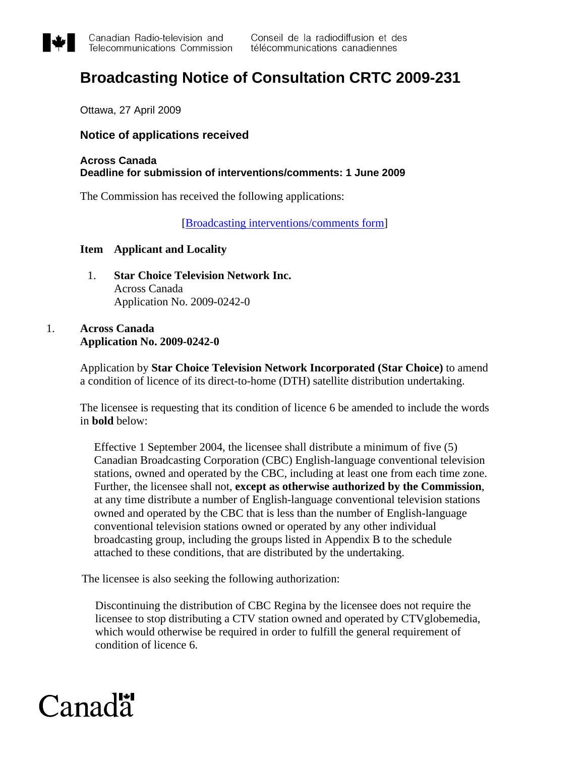Canadian Radio-television and Telecommunications Commission | Conseil de la radiodiffusion et des télécommunications canadiennes

# Broadcasting Notice of Consultation CRTC 2009-231

Ottawa, 27 April 2009

## Notice of applications received

**Across Canada**
**Deadline for submission of interventions/comments: 1 June 2009**

The Commission has received the following applications:

[Broadcasting interventions/comments form]

**Item Applicant and Locality**

1. **Star Choice Television Network Inc.**
   Across Canada
   Application No. 2009-0242-0

1. **Across Canada**
   **Application No. 2009-0242-0**

Application by **Star Choice Television Network Incorporated (Star Choice)** to amend a condition of licence of its direct-to-home (DTH) satellite distribution undertaking.

The licensee is requesting that its condition of licence 6 be amended to include the words in **bold** below:

> Effective 1 September 2004, the licensee shall distribute a minimum of five (5) Canadian Broadcasting Corporation (CBC) English-language conventional television stations, owned and operated by the CBC, including at least one from each time zone. Further, the licensee shall not, **except as otherwise authorized by the Commission**, at any time distribute a number of English-language conventional television stations owned and operated by the CBC that is less than the number of English-language conventional television stations owned or operated by any other individual broadcasting group, including the groups listed in Appendix B to the schedule attached to these conditions, that are distributed by the undertaking.

The licensee is also seeking the following authorization:

> Discontinuing the distribution of CBC Regina by the licensee does not require the licensee to stop distributing a CTV station owned and operated by CTVglobemedia, which would otherwise be required in order to fulfill the general requirement of condition of licence 6.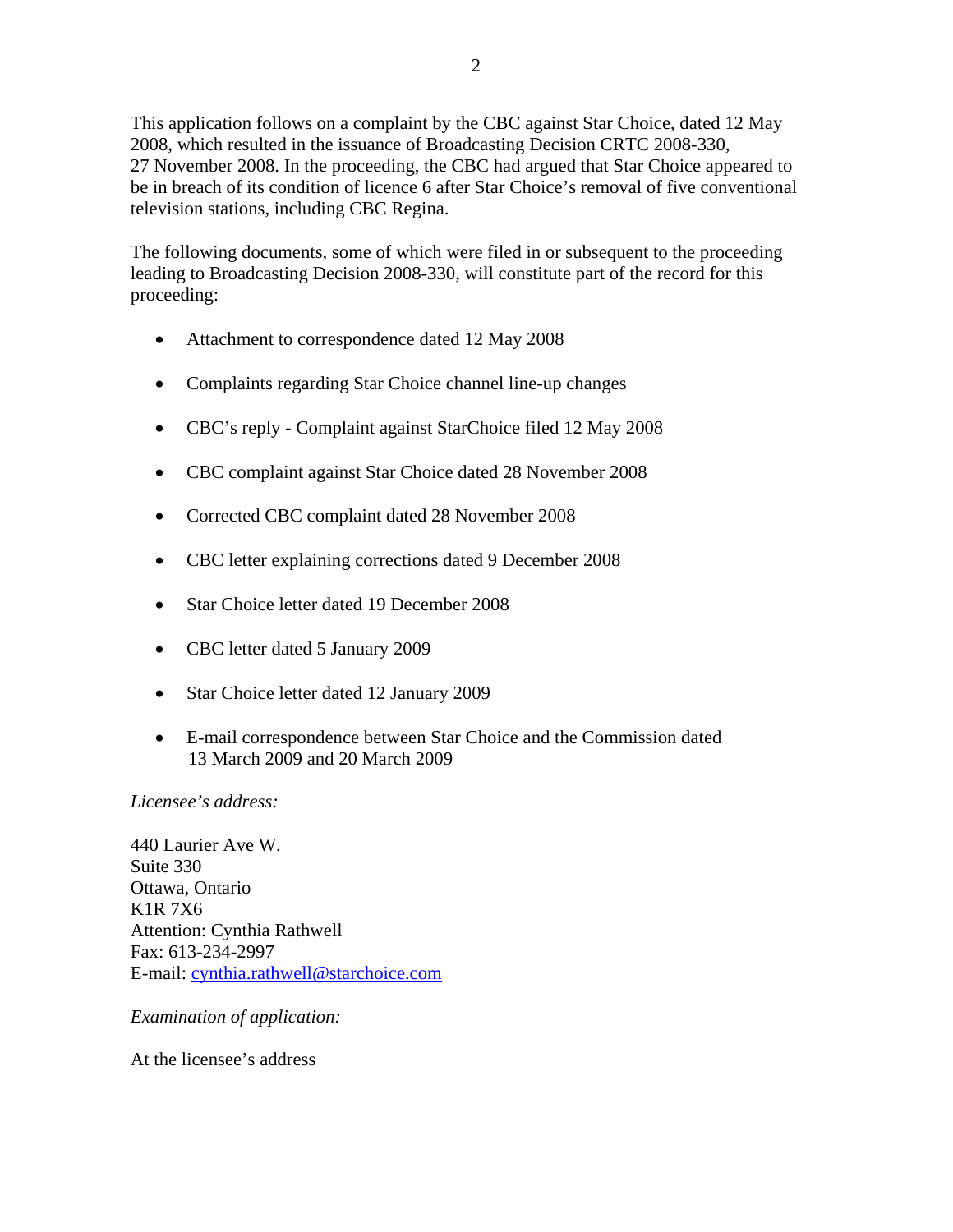This application follows on a complaint by the CBC against Star Choice, dated 12 May 2008, which resulted in the issuance of Broadcasting Decision CRTC 2008-330, 27 November 2008. In the proceeding, the CBC had argued that Star Choice appeared to be in breach of its condition of licence 6 after Star Choice's removal of five conventional television stations, including CBC Regina.

The following documents, some of which were filed in or subsequent to the proceeding leading to Broadcasting Decision 2008-330, will constitute part of the record for this proceeding:

- Attachment to correspondence dated 12 May 2008
- Complaints regarding Star Choice channel line-up changes
- CBC's reply - Complaint against StarChoice filed 12 May 2008
- CBC complaint against Star Choice dated 28 November 2008
- Corrected CBC complaint dated 28 November 2008
- CBC letter explaining corrections dated 9 December 2008
- Star Choice letter dated 19 December 2008
- CBC letter dated 5 January 2009
- Star Choice letter dated 12 January 2009
- E-mail correspondence between Star Choice and the Commission dated 13 March 2009 and 20 March 2009

*Licensee's address:*

440 Laurier Ave W.
Suite 330
Ottawa, Ontario
K1R 7X6
Attention: Cynthia Rathwell
Fax: 613-234-2997
E-mail: cynthia.rathwell@starchoice.com

*Examination of application:*

At the licensee's address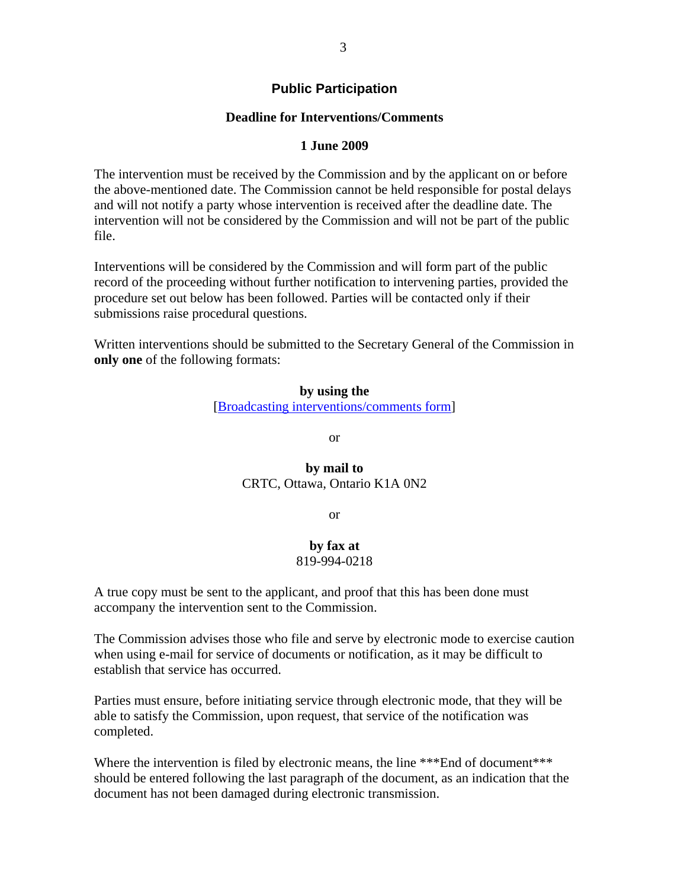## Public Participation

**Deadline for Interventions/Comments**

**1 June 2009**

The intervention must be received by the Commission and by the applicant on or before the above-mentioned date. The Commission cannot be held responsible for postal delays and will not notify a party whose intervention is received after the deadline date. The intervention will not be considered by the Commission and will not be part of the public file.

Interventions will be considered by the Commission and will form part of the public record of the proceeding without further notification to intervening parties, provided the procedure set out below has been followed. Parties will be contacted only if their submissions raise procedural questions.

Written interventions should be submitted to the Secretary General of the Commission in **only one** of the following formats:

**by using the**
[Broadcasting interventions/comments form]

or

**by mail to**
CRTC, Ottawa, Ontario K1A 0N2

or

**by fax at**
819-994-0218

A true copy must be sent to the applicant, and proof that this has been done must accompany the intervention sent to the Commission.

The Commission advises those who file and serve by electronic mode to exercise caution when using e-mail for service of documents or notification, as it may be difficult to establish that service has occurred.

Parties must ensure, before initiating service through electronic mode, that they will be able to satisfy the Commission, upon request, that service of the notification was completed.

Where the intervention is filed by electronic means, the line ***End of document*** should be entered following the last paragraph of the document, as an indication that the document has not been damaged during electronic transmission.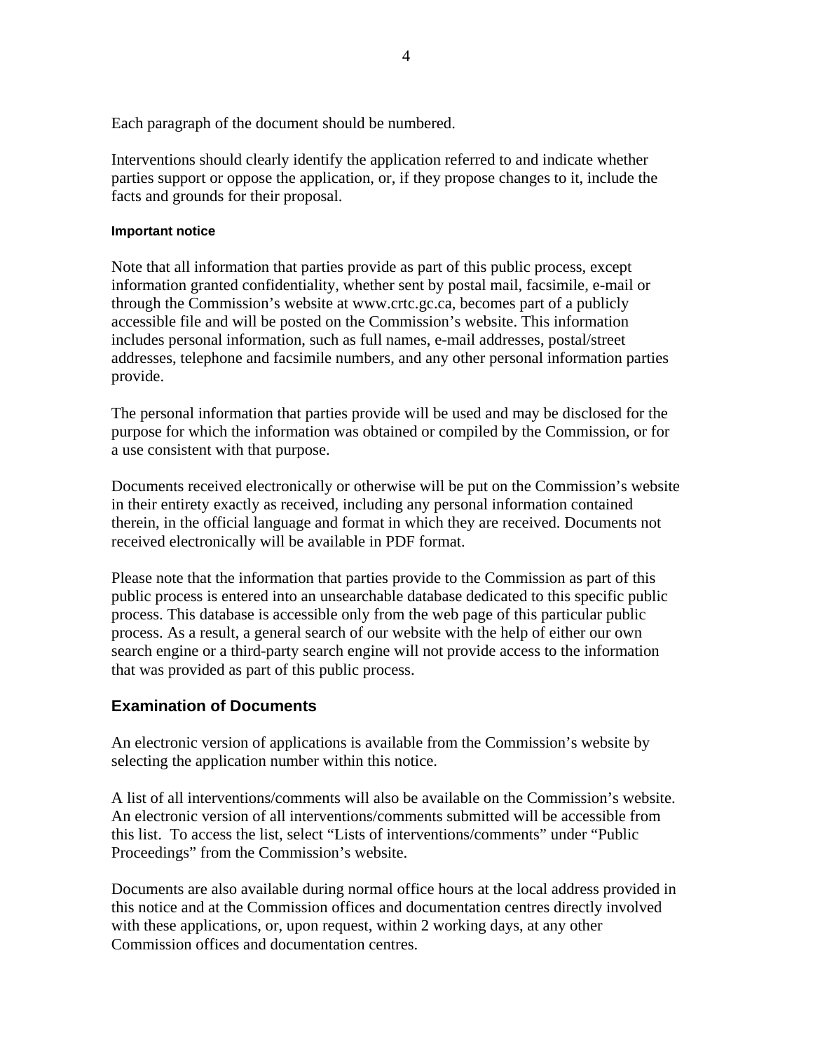Each paragraph of the document should be numbered.

Interventions should clearly identify the application referred to and indicate whether parties support or oppose the application, or, if they propose changes to it, include the facts and grounds for their proposal.

#### Important notice

Note that all information that parties provide as part of this public process, except information granted confidentiality, whether sent by postal mail, facsimile, e-mail or through the Commission's website at www.crtc.gc.ca, becomes part of a publicly accessible file and will be posted on the Commission's website. This information includes personal information, such as full names, e-mail addresses, postal/street addresses, telephone and facsimile numbers, and any other personal information parties provide.

The personal information that parties provide will be used and may be disclosed for the purpose for which the information was obtained or compiled by the Commission, or for a use consistent with that purpose.

Documents received electronically or otherwise will be put on the Commission's website in their entirety exactly as received, including any personal information contained therein, in the official language and format in which they are received. Documents not received electronically will be available in PDF format.

Please note that the information that parties provide to the Commission as part of this public process is entered into an unsearchable database dedicated to this specific public process. This database is accessible only from the web page of this particular public process. As a result, a general search of our website with the help of either our own search engine or a third-party search engine will not provide access to the information that was provided as part of this public process.

### Examination of Documents

An electronic version of applications is available from the Commission's website by selecting the application number within this notice.

A list of all interventions/comments will also be available on the Commission's website. An electronic version of all interventions/comments submitted will be accessible from this list. To access the list, select "Lists of interventions/comments" under "Public Proceedings" from the Commission's website.

Documents are also available during normal office hours at the local address provided in this notice and at the Commission offices and documentation centres directly involved with these applications, or, upon request, within 2 working days, at any other Commission offices and documentation centres.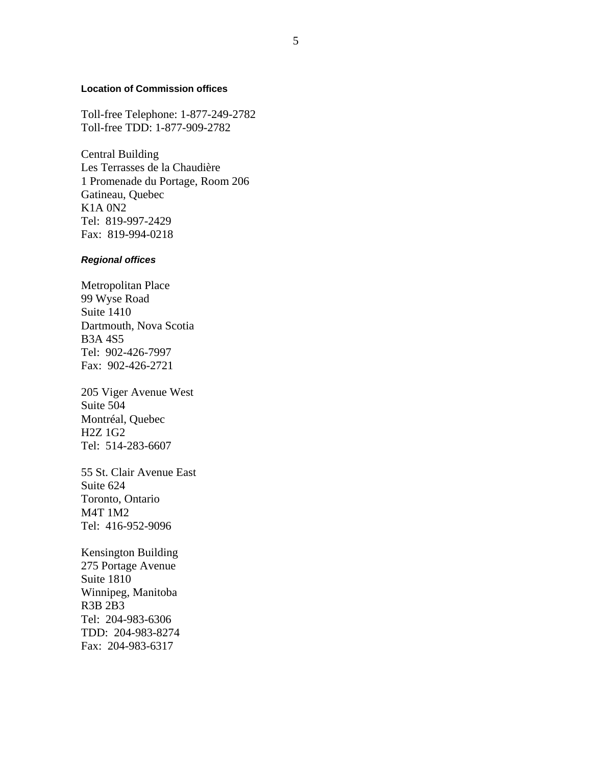### Location of Commission offices

Toll-free Telephone: 1-877-249-2782
Toll-free TDD: 1-877-909-2782

Central Building
Les Terrasses de la Chaudière
1 Promenade du Portage, Room 206
Gatineau, Quebec
K1A 0N2
Tel:  819-997-2429
Fax:  819-994-0218

#### *Regional offices*

Metropolitan Place
99 Wyse Road
Suite 1410
Dartmouth, Nova Scotia
B3A 4S5
Tel:  902-426-7997
Fax:  902-426-2721

205 Viger Avenue West
Suite 504
Montréal, Quebec
H2Z 1G2
Tel:  514-283-6607

55 St. Clair Avenue East
Suite 624
Toronto, Ontario
M4T 1M2
Tel:  416-952-9096

Kensington Building
275 Portage Avenue
Suite 1810
Winnipeg, Manitoba
R3B 2B3
Tel:  204-983-6306
TDD:  204-983-8274
Fax:  204-983-6317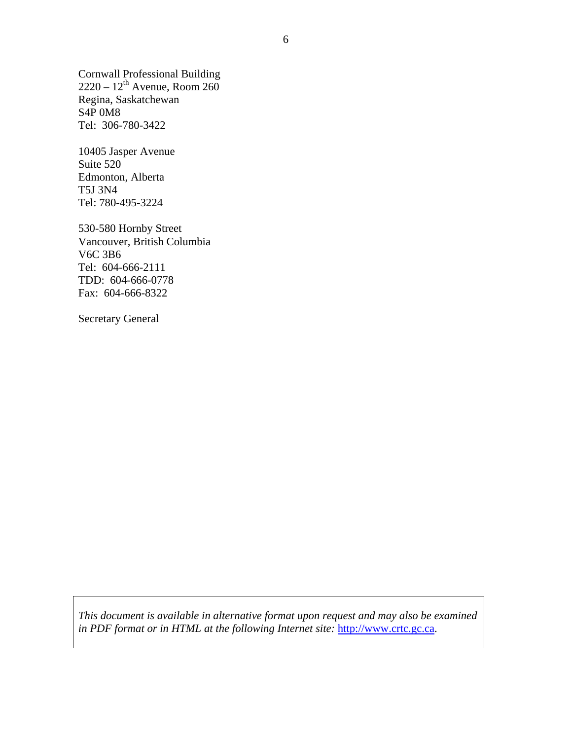Cornwall Professional Building
2220 – 12th Avenue, Room 260
Regina, Saskatchewan
S4P 0M8
Tel: 306-780-3422

10405 Jasper Avenue
Suite 520
Edmonton, Alberta
T5J 3N4
Tel: 780-495-3224

530-580 Hornby Street
Vancouver, British Columbia
V6C 3B6
Tel: 604-666-2111
TDD: 604-666-0778
Fax: 604-666-8322

Secretary General

*This document is available in alternative format upon request and may also be examined in PDF format or in HTML at the following Internet site:* http://www.crtc.gc.ca.